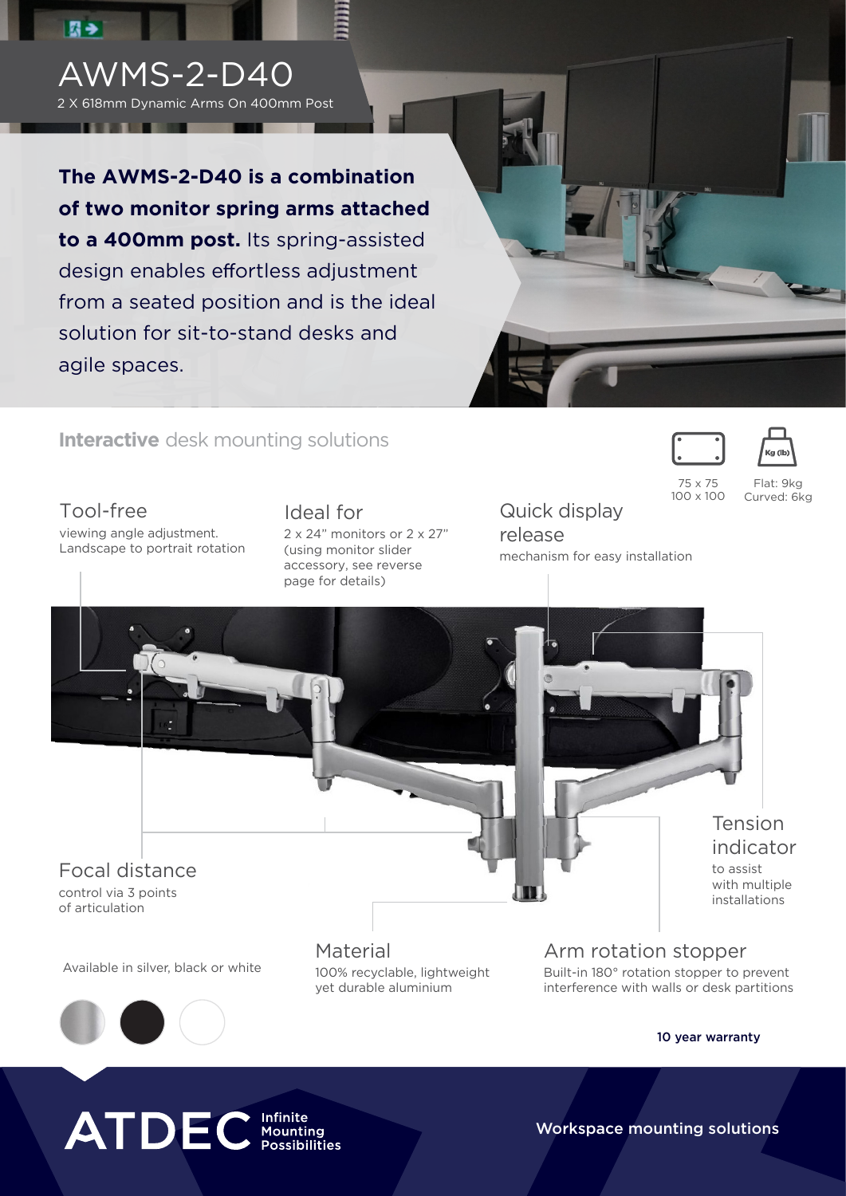# AWMS-2-D40

2 X 618mm Dynamic Arms On 400mm Post

**The AWMS-2-D40 is a combination of two monitor spring arms attached to a 400mm post.** Its spring-assisted design enables effortless adjustment from a seated position and is the ideal solution for sit-to-stand desks and agile spaces.

## **Interactive** desk mounting solutions

75 x 75
100 x 100

Flat: 9kg
Curved: 6kg

### Tool-free

viewing angle adjustment. Landscape to portrait rotation

### Ideal for

2 x 24" monitors or 2 x 27" (using monitor slider accessory, see reverse page for details)

### Quick display release

mechanism for easy installation

### Tension indicator

to assist with multiple installations

### Focal distance

control via 3 points of articulation

Available in silver, black or white

### Material

100% recyclable, lightweight yet durable aluminium

### Arm rotation stopper

Built-in 180° rotation stopper to prevent interference with walls or desk partitions

**10 year warranty**

ATDEC Infinite Mounting Possibilities

Workspace mounting solutions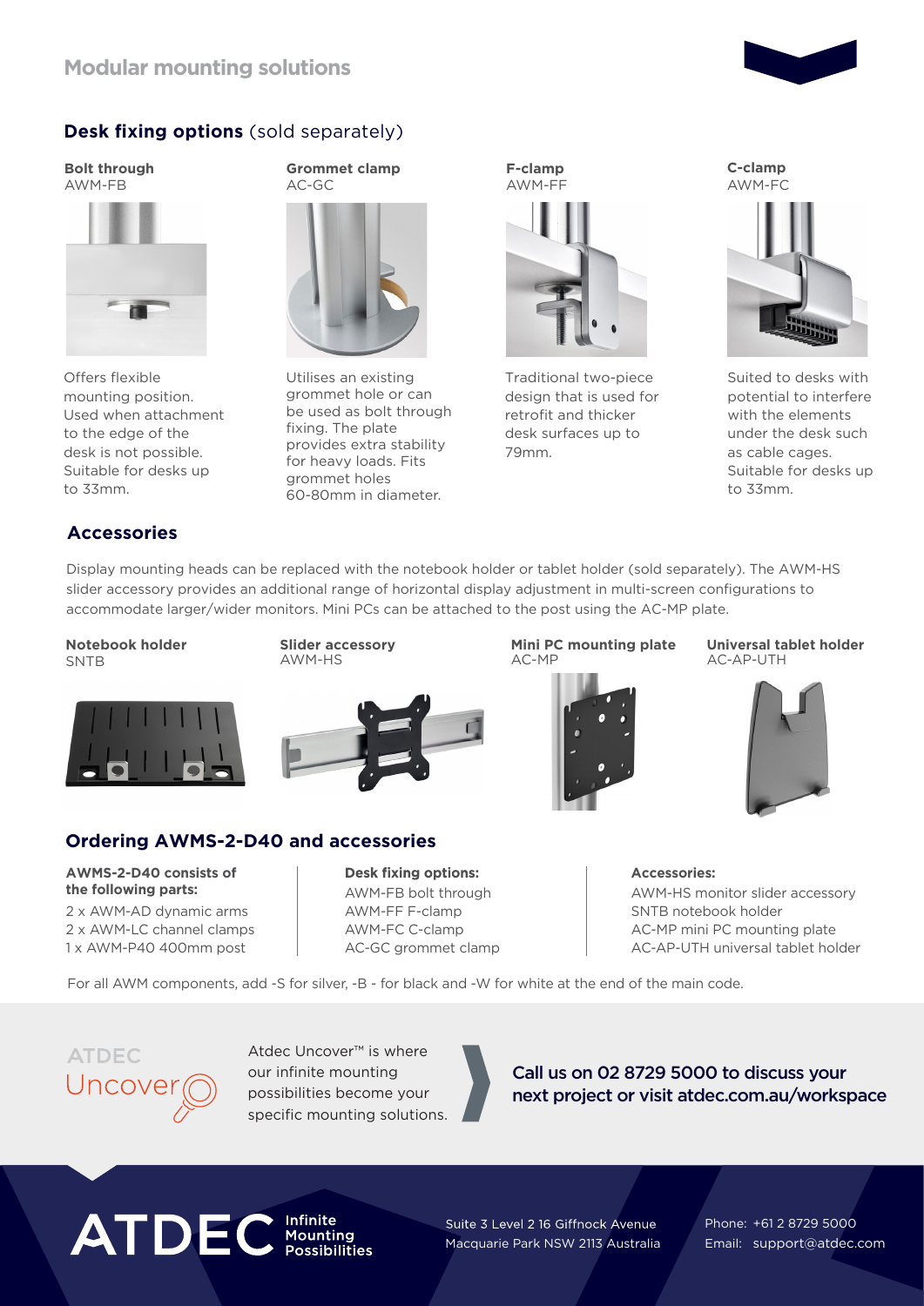## Modular mounting solutions

### Desk fixing options (sold separately)

**Bolt through**
AWM-FB

Offers flexible mounting position. Used when attachment to the edge of the desk is not possible. Suitable for desks up to 33mm.

**Grommet clamp**
AC-GC

Utilises an existing grommet hole or can be used as bolt through fixing. The plate provides extra stability for heavy loads. Fits grommet holes 60-80mm in diameter.

**F-clamp**
AWM-FF

Traditional two-piece design that is used for retrofit and thicker desk surfaces up to 79mm.

**C-clamp**
AWM-FC

Suited to desks with potential to interfere with the elements under the desk such as cable cages. Suitable for desks up to 33mm.

### Accessories

Display mounting heads can be replaced with the notebook holder or tablet holder (sold separately). The AWM-HS slider accessory provides an additional range of horizontal display adjustment in multi-screen configurations to accommodate larger/wider monitors. Mini PCs can be attached to the post using the AC-MP plate.

**Notebook holder**
SNTB

**Slider accessory**
AWM-HS

**Mini PC mounting plate**
AC-MP

**Universal tablet holder**
AC-AP-UTH

### Ordering AWMS-2-D40 and accessories

**AWMS-2-D40 consists of the following parts:**

2 x AWM-AD dynamic arms
2 x AWM-LC channel clamps
1 x AWM-P40 400mm post

**Desk fixing options:**

AWM-FB bolt through
AWM-FF F-clamp
AWM-FC C-clamp
AC-GC grommet clamp

**Accessories:**

AWM-HS monitor slider accessory
SNTB notebook holder
AC-MP mini PC mounting plate
AC-AP-UTH universal tablet holder

For all AWM components, add -S for silver, -B - for black and -W for white at the end of the main code.

ATDEC Uncover

Atdec Uncover™ is where our infinite mounting possibilities become your specific mounting solutions.

**Call us on 02 8729 5000 to discuss your next project or visit atdec.com.au/workspace**

ATDEC Infinite Mounting Possibilities

Suite 3 Level 2 16 Giffnock Avenue
Macquarie Park NSW 2113 Australia

Phone: +61 2 8729 5000
Email: support@atdec.com